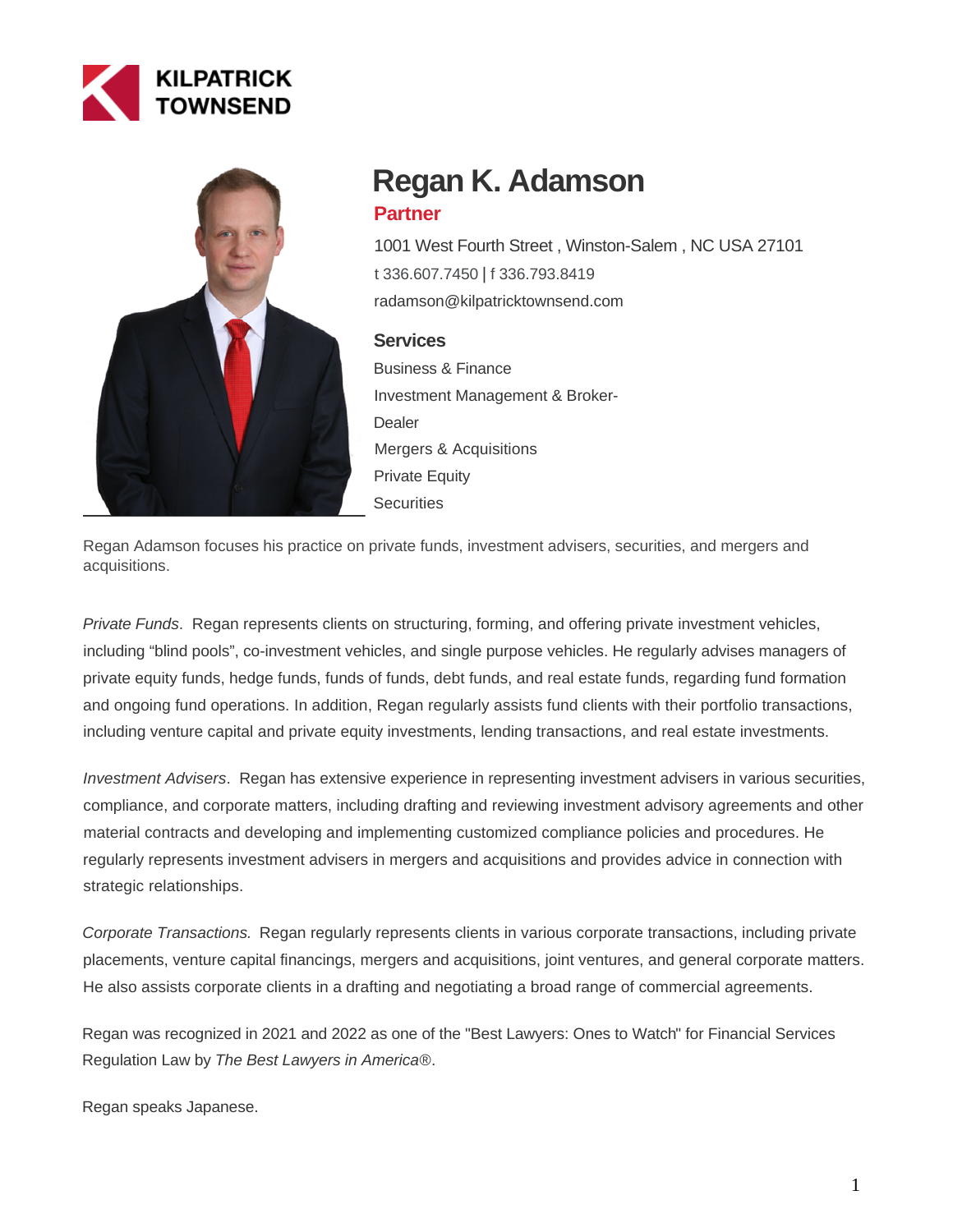KILPATRICK TOWNSEND

# Regan K. Adamson

**Partner**

1001 West Fourth Street , Winston-Salem , NC USA 27101

t 336.607.7450 | f 336.793.8419

radamson@kilpatricktownsend.com

### Services

Business & Finance

Investment Management & Broker-Dealer

Mergers & Acquisitions

Private Equity

Securities

Regan Adamson focuses his practice on private funds, investment advisers, securities, and mergers and acquisitions.

*Private Funds*. Regan represents clients on structuring, forming, and offering private investment vehicles, including “blind pools”, co-investment vehicles, and single purpose vehicles. He regularly advises managers of private equity funds, hedge funds, funds of funds, debt funds, and real estate funds, regarding fund formation and ongoing fund operations. In addition, Regan regularly assists fund clients with their portfolio transactions, including venture capital and private equity investments, lending transactions, and real estate investments.

*Investment Advisers*. Regan has extensive experience in representing investment advisers in various securities, compliance, and corporate matters, including drafting and reviewing investment advisory agreements and other material contracts and developing and implementing customized compliance policies and procedures. He regularly represents investment advisers in mergers and acquisitions and provides advice in connection with strategic relationships.

*Corporate Transactions.* Regan regularly represents clients in various corporate transactions, including private placements, venture capital financings, mergers and acquisitions, joint ventures, and general corporate matters. He also assists corporate clients in a drafting and negotiating a broad range of commercial agreements.

Regan was recognized in 2021 and 2022 as one of the "Best Lawyers: Ones to Watch" for Financial Services Regulation Law by *The Best Lawyers in America®*.

Regan speaks Japanese.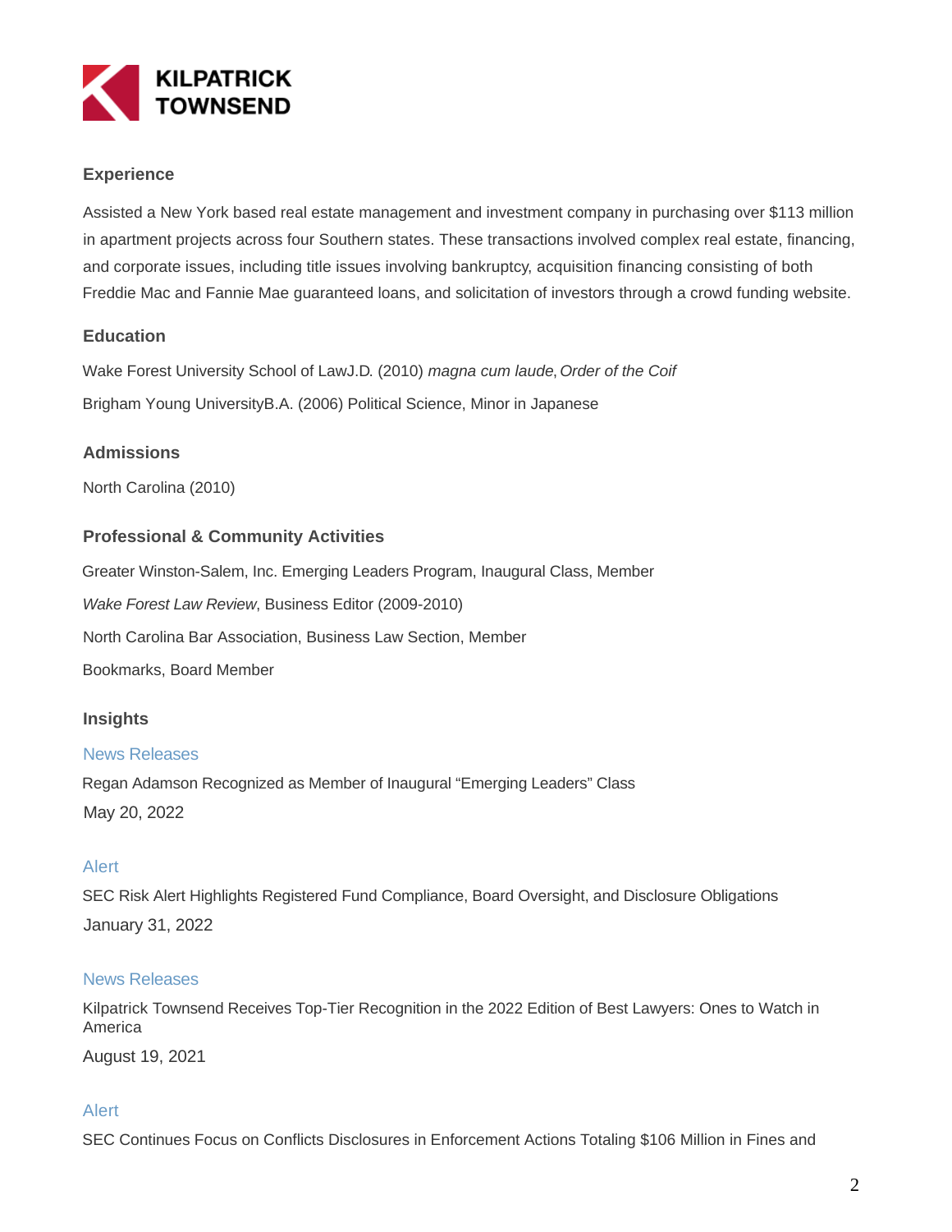## Experience

Assisted a New York based real estate management and investment company in purchasing over $113 million in apartment projects across four Southern states. These transactions involved complex real estate, financing, and corporate issues, including title issues involving bankruptcy, acquisition financing consisting of both Freddie Mac and Fannie Mae guaranteed loans, and solicitation of investors through a crowd funding website.

## Education

Wake Forest University School of LawJ.D. (2010) *magna cum laude*, *Order of the Coif*

Brigham Young UniversityB.A. (2006) Political Science, Minor in Japanese

## Admissions

North Carolina (2010)

## Professional & Community Activities

Greater Winston-Salem, Inc. Emerging Leaders Program, Inaugural Class, Member

*Wake Forest Law Review*, Business Editor (2009-2010)

North Carolina Bar Association, Business Law Section, Member

Bookmarks, Board Member

## Insights

News Releases

Regan Adamson Recognized as Member of Inaugural "Emerging Leaders" Class

May 20, 2022

Alert

SEC Risk Alert Highlights Registered Fund Compliance, Board Oversight, and Disclosure Obligations

January 31, 2022

News Releases

Kilpatrick Townsend Receives Top-Tier Recognition in the 2022 Edition of Best Lawyers: Ones to Watch in America

August 19, 2021

Alert

SEC Continues Focus on Conflicts Disclosures in Enforcement Actions Totaling $106 Million in Fines and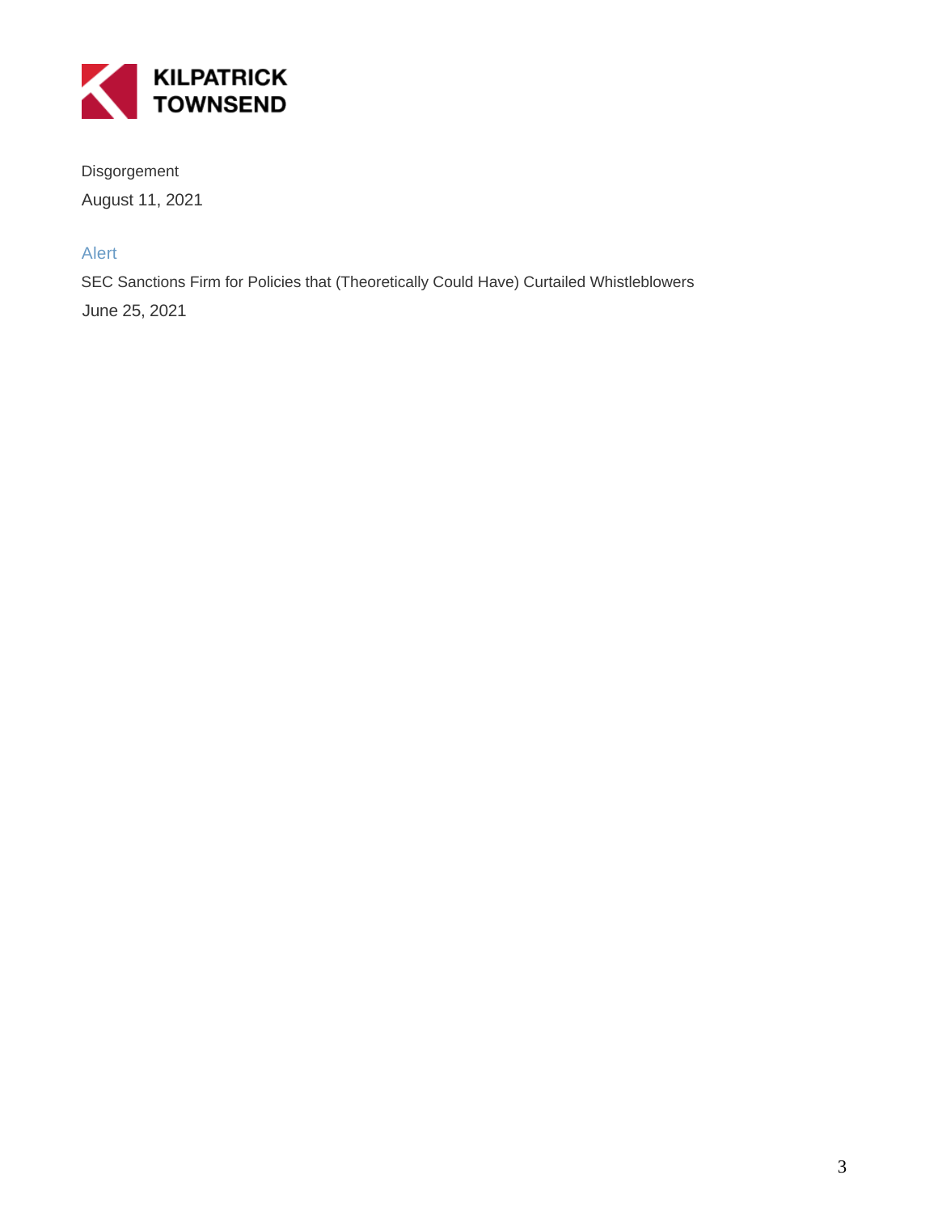KILPATRICK TOWNSEND

Disgorgement

August 11, 2021

Alert

SEC Sanctions Firm for Policies that (Theoretically Could Have) Curtailed Whistleblowers

June 25, 2021